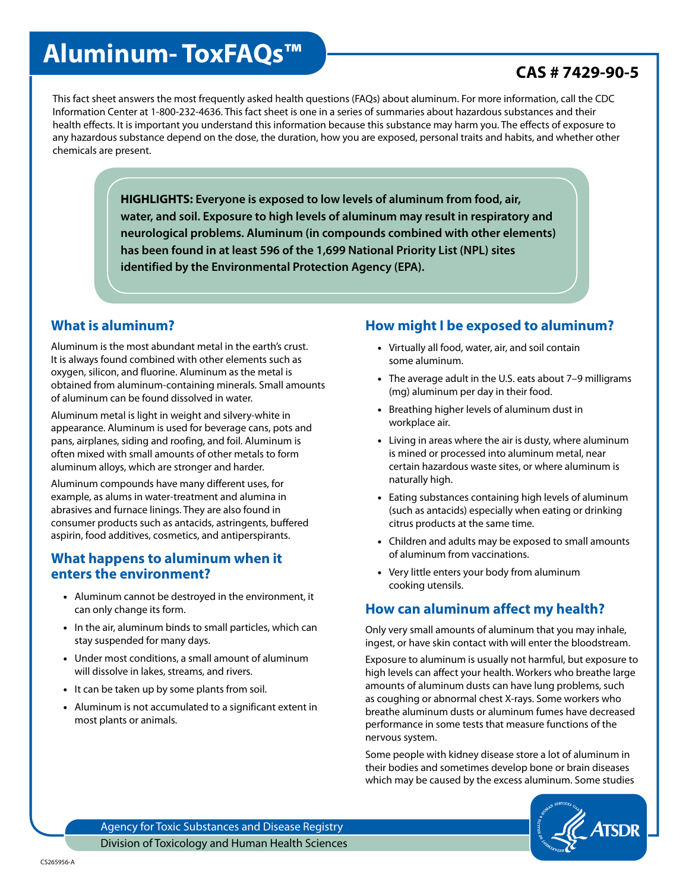# Aluminum- ToxFAQs™

**CAS # 7429-90-5**

This fact sheet answers the most frequently asked health questions (FAQs) about aluminum. For more information, call the CDC Information Center at 1-800-232-4636. This fact sheet is one in a series of summaries about hazardous substances and their health effects. It is important you understand this information because this substance may harm you. The effects of exposure to any hazardous substance depend on the dose, the duration, how you are exposed, personal traits and habits, and whether other chemicals are present.

**HIGHLIGHTS: Everyone is exposed to low levels of aluminum from food, air, water, and soil. Exposure to high levels of aluminum may result in respiratory and neurological problems. Aluminum (in compounds combined with other elements) has been found in at least 596 of the 1,699 National Priority List (NPL) sites identified by the Environmental Protection Agency (EPA).**

## What is aluminum?

Aluminum is the most abundant metal in the earth's crust. It is always found combined with other elements such as oxygen, silicon, and fluorine. Aluminum as the metal is obtained from aluminum-containing minerals. Small amounts of aluminum can be found dissolved in water.

Aluminum metal is light in weight and silvery-white in appearance. Aluminum is used for beverage cans, pots and pans, airplanes, siding and roofing, and foil. Aluminum is often mixed with small amounts of other metals to form aluminum alloys, which are stronger and harder.

Aluminum compounds have many different uses, for example, as alums in water-treatment and alumina in abrasives and furnace linings. They are also found in consumer products such as antacids, astringents, buffered aspirin, food additives, cosmetics, and antiperspirants.

## What happens to aluminum when it enters the environment?

- Aluminum cannot be destroyed in the environment, it can only change its form.
- In the air, aluminum binds to small particles, which can stay suspended for many days.
- Under most conditions, a small amount of aluminum will dissolve in lakes, streams, and rivers.
- It can be taken up by some plants from soil.
- Aluminum is not accumulated to a significant extent in most plants or animals.

## How might I be exposed to aluminum?

- Virtually all food, water, air, and soil contain some aluminum.
- The average adult in the U.S. eats about 7–9 milligrams (mg) aluminum per day in their food.
- Breathing higher levels of aluminum dust in workplace air.
- Living in areas where the air is dusty, where aluminum is mined or processed into aluminum metal, near certain hazardous waste sites, or where aluminum is naturally high.
- Eating substances containing high levels of aluminum (such as antacids) especially when eating or drinking citrus products at the same time.
- Children and adults may be exposed to small amounts of aluminum from vaccinations.
- Very little enters your body from aluminum cooking utensils.

## How can aluminum affect my health?

Only very small amounts of aluminum that you may inhale, ingest, or have skin contact with will enter the bloodstream.

Exposure to aluminum is usually not harmful, but exposure to high levels can affect your health. Workers who breathe large amounts of aluminum dusts can have lung problems, such as coughing or abnormal chest X-rays. Some workers who breathe aluminum dusts or aluminum fumes have decreased performance in some tests that measure functions of the nervous system.

Some people with kidney disease store a lot of aluminum in their bodies and sometimes develop bone or brain diseases which may be caused by the excess aluminum. Some studies

Agency for Toxic Substances and Disease Registry
Division of Toxicology and Human Health Sciences

CS265956-A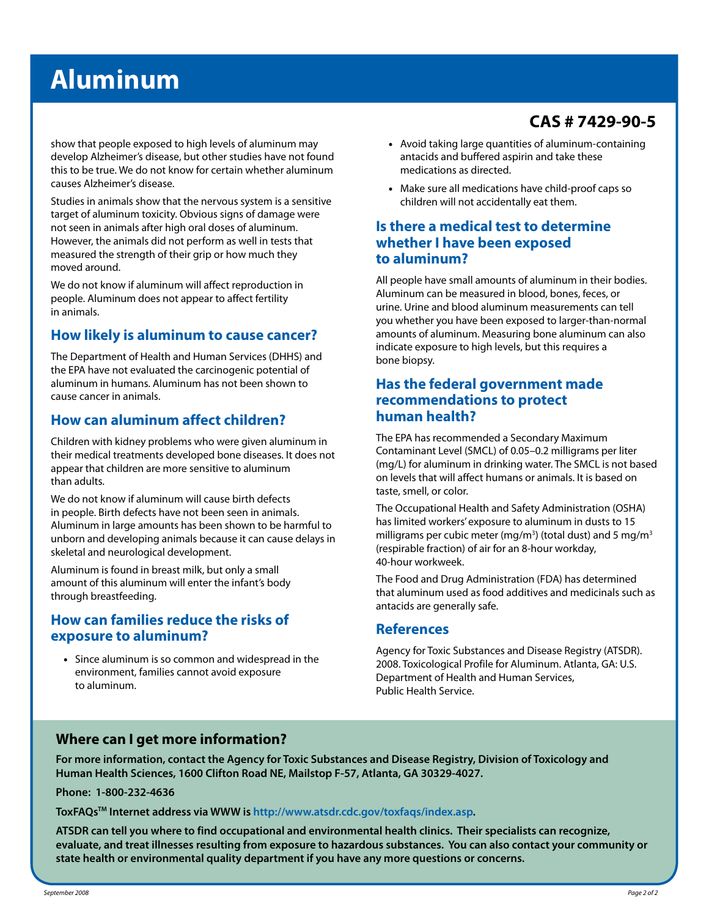# Aluminum

## CAS # 7429-90-5

show that people exposed to high levels of aluminum may develop Alzheimer's disease, but other studies have not found this to be true. We do not know for certain whether aluminum causes Alzheimer's disease.

Studies in animals show that the nervous system is a sensitive target of aluminum toxicity. Obvious signs of damage were not seen in animals after high oral doses of aluminum. However, the animals did not perform as well in tests that measured the strength of their grip or how much they moved around.

We do not know if aluminum will affect reproduction in people. Aluminum does not appear to affect fertility in animals.

### How likely is aluminum to cause cancer?

The Department of Health and Human Services (DHHS) and the EPA have not evaluated the carcinogenic potential of aluminum in humans. Aluminum has not been shown to cause cancer in animals.

### How can aluminum affect children?

Children with kidney problems who were given aluminum in their medical treatments developed bone diseases. It does not appear that children are more sensitive to aluminum than adults.

We do not know if aluminum will cause birth defects in people. Birth defects have not been seen in animals. Aluminum in large amounts has been shown to be harmful to unborn and developing animals because it can cause delays in skeletal and neurological development.

Aluminum is found in breast milk, but only a small amount of this aluminum will enter the infant's body through breastfeeding.

### How can families reduce the risks of exposure to aluminum?

- Since aluminum is so common and widespread in the environment, families cannot avoid exposure to aluminum.
- Avoid taking large quantities of aluminum-containing antacids and buffered aspirin and take these medications as directed.
- Make sure all medications have child-proof caps so children will not accidentally eat them.

### Is there a medical test to determine whether I have been exposed to aluminum?

All people have small amounts of aluminum in their bodies. Aluminum can be measured in blood, bones, feces, or urine. Urine and blood aluminum measurements can tell you whether you have been exposed to larger-than-normal amounts of aluminum. Measuring bone aluminum can also indicate exposure to high levels, but this requires a bone biopsy.

### Has the federal government made recommendations to protect human health?

The EPA has recommended a Secondary Maximum Contaminant Level (SMCL) of 0.05–0.2 milligrams per liter (mg/L) for aluminum in drinking water. The SMCL is not based on levels that will affect humans or animals. It is based on taste, smell, or color.

The Occupational Health and Safety Administration (OSHA) has limited workers' exposure to aluminum in dusts to 15 milligrams per cubic meter ($mg/m^3$) (total dust) and 5 $mg/m^3$ (respirable fraction) of air for an 8-hour workday, 40-hour workweek.

The Food and Drug Administration (FDA) has determined that aluminum used as food additives and medicinals such as antacids are generally safe.

### References

Agency for Toxic Substances and Disease Registry (ATSDR). 2008. Toxicological Profile for Aluminum. Atlanta, GA: U.S. Department of Health and Human Services, Public Health Service.

### Where can I get more information?

**For more information, contact the Agency for Toxic Substances and Disease Registry, Division of Toxicology and Human Health Sciences, 1600 Clifton Road NE, Mailstop F-57, Atlanta, GA 30329-4027.**

**Phone: 1-800-232-4636**

**ToxFAQs™ Internet address via WWW is http://www.atsdr.cdc.gov/toxfaqs/index.asp.**

**ATSDR can tell you where to find occupational and environmental health clinics. Their specialists can recognize, evaluate, and treat illnesses resulting from exposure to hazardous substances. You can also contact your community or state health or environmental quality department if you have any more questions or concerns.**

*September 2008*